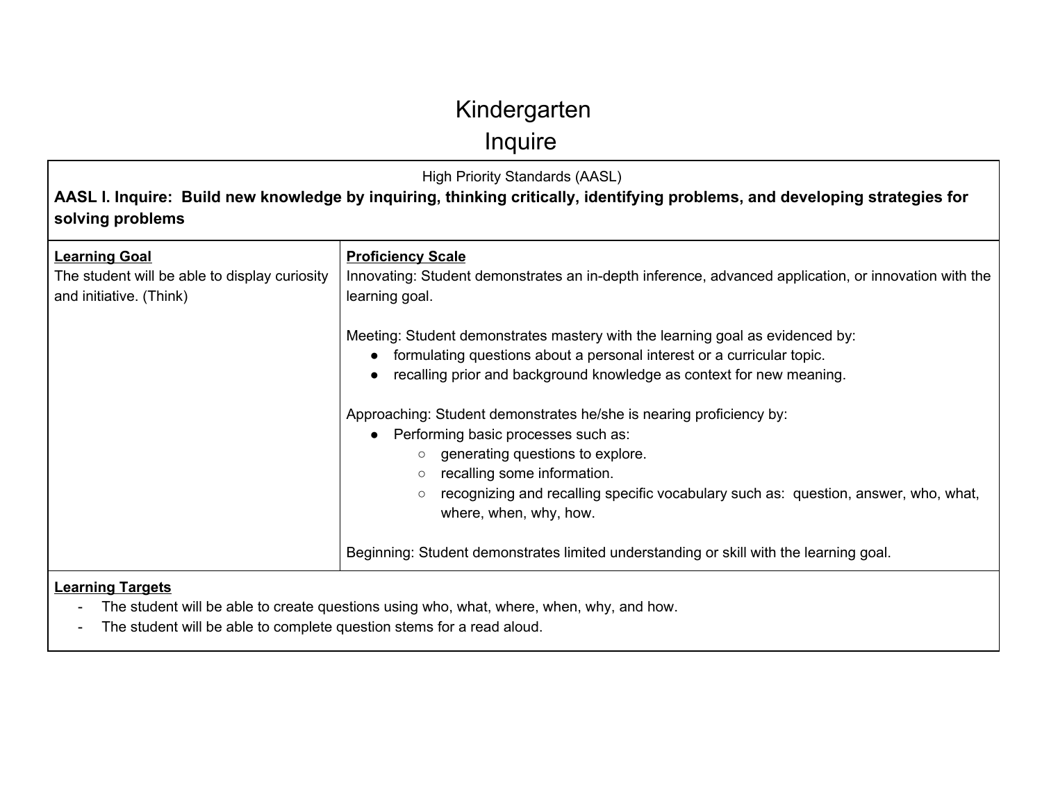# Kindergarten
# Inquire

High Priority Standards (AASL)

**AASL I. Inquire: Build new knowledge by inquiring, thinking critically, identifying problems, and developing strategies for solving problems**

| **Learning Goal** | **Proficiency Scale** |
|---|---|
| The student will be able to display curiosity and initiative. (Think) | Innovating: Student demonstrates an in-depth inference, advanced application, or innovation with the learning goal.<br><br>Meeting: Student demonstrates mastery with the learning goal as evidenced by:<br>● formulating questions about a personal interest or a curricular topic.<br>● recalling prior and background knowledge as context for new meaning.<br><br>Approaching: Student demonstrates he/she is nearing proficiency by:<br>● Performing basic processes such as:<br>○ generating questions to explore.<br>○ recalling some information.<br>○ recognizing and recalling specific vocabulary such as: question, answer, who, what, where, when, why, how.<br><br>Beginning: Student demonstrates limited understanding or skill with the learning goal. |

**Learning Targets**

- The student will be able to create questions using who, what, where, when, why, and how.
- The student will be able to complete question stems for a read aloud.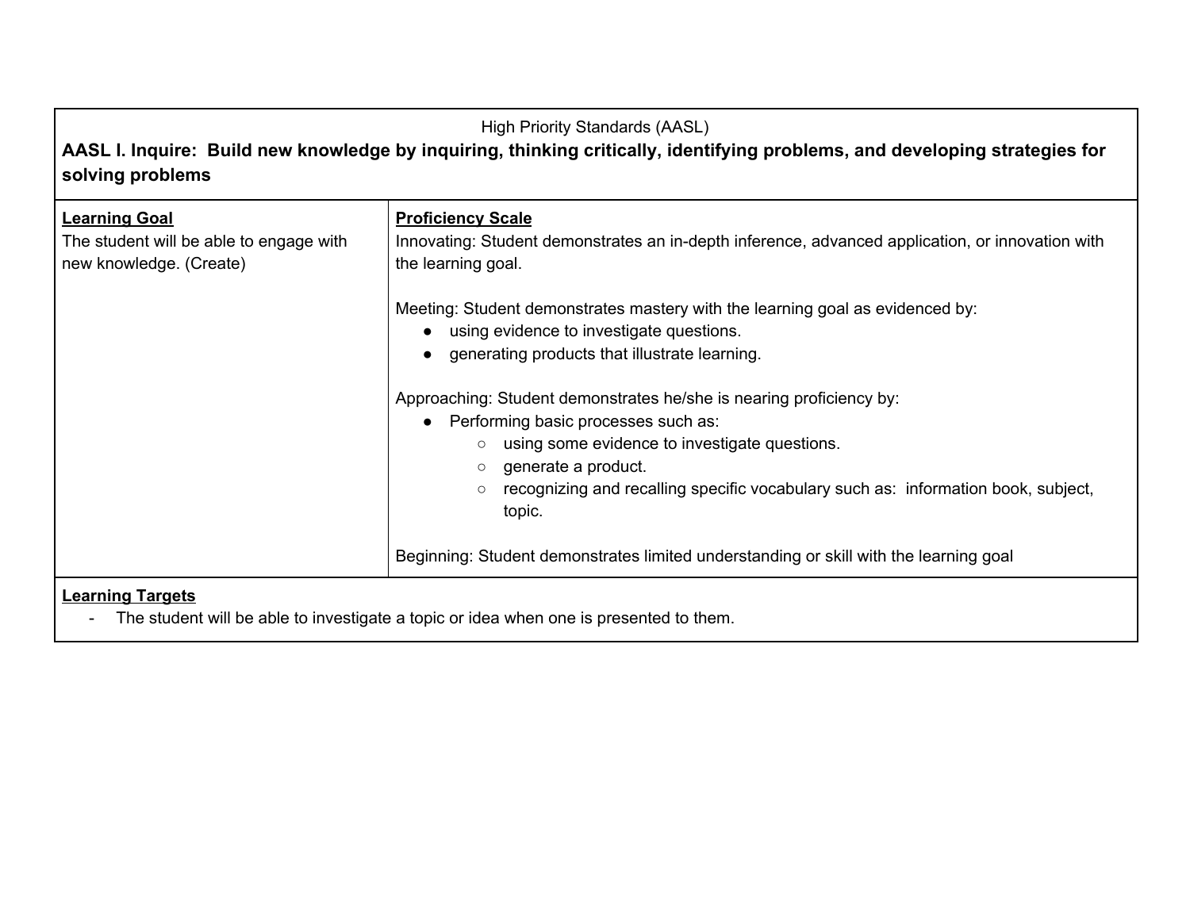High Priority Standards (AASL)

**AASL I. Inquire: Build new knowledge by inquiring, thinking critically, identifying problems, and developing strategies for solving problems**

| **Learning Goal** | **Proficiency Scale** |
|---|---|
| The student will be able to engage with new knowledge. (Create) | Innovating: Student demonstrates an in-depth inference, advanced application, or innovation with the learning goal.<br><br>Meeting: Student demonstrates mastery with the learning goal as evidenced by:<br>● using evidence to investigate questions.<br>● generating products that illustrate learning.<br><br>Approaching: Student demonstrates he/she is nearing proficiency by:<br>● Performing basic processes such as:<br>○ using some evidence to investigate questions.<br>○ generate a product.<br>○ recognizing and recalling specific vocabulary such as: information book, subject, topic.<br><br>Beginning: Student demonstrates limited understanding or skill with the learning goal |

**Learning Targets**

- The student will be able to investigate a topic or idea when one is presented to them.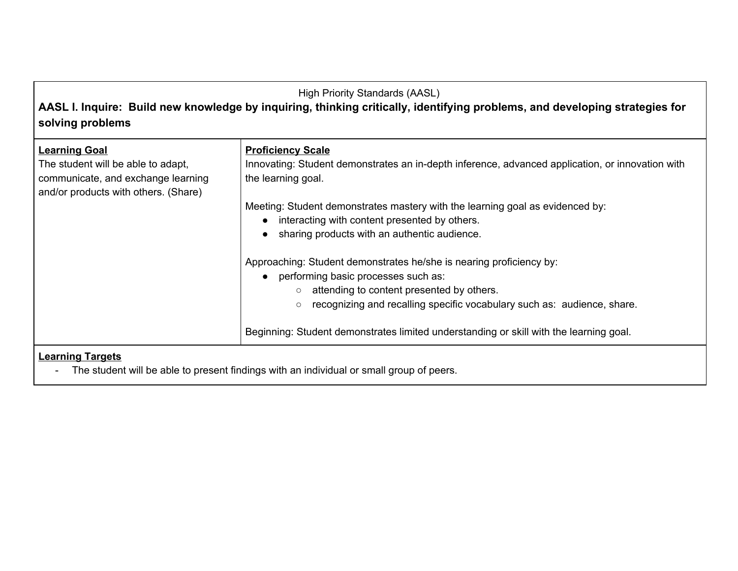High Priority Standards (AASL)

**AASL I. Inquire: Build new knowledge by inquiring, thinking critically, identifying problems, and developing strategies for solving problems**

| **Learning Goal** | **Proficiency Scale** |
|---|---|
| The student will be able to adapt, communicate, and exchange learning and/or products with others. (Share) | Innovating: Student demonstrates an in-depth inference, advanced application, or innovation with the learning goal.<br><br>Meeting: Student demonstrates mastery with the learning goal as evidenced by:<br>● interacting with content presented by others.<br>● sharing products with an authentic audience.<br><br>Approaching: Student demonstrates he/she is nearing proficiency by:<br>● performing basic processes such as:<br>○ attending to content presented by others.<br>○ recognizing and recalling specific vocabulary such as: audience, share.<br><br>Beginning: Student demonstrates limited understanding or skill with the learning goal. |

**Learning Targets**

- The student will be able to present findings with an individual or small group of peers.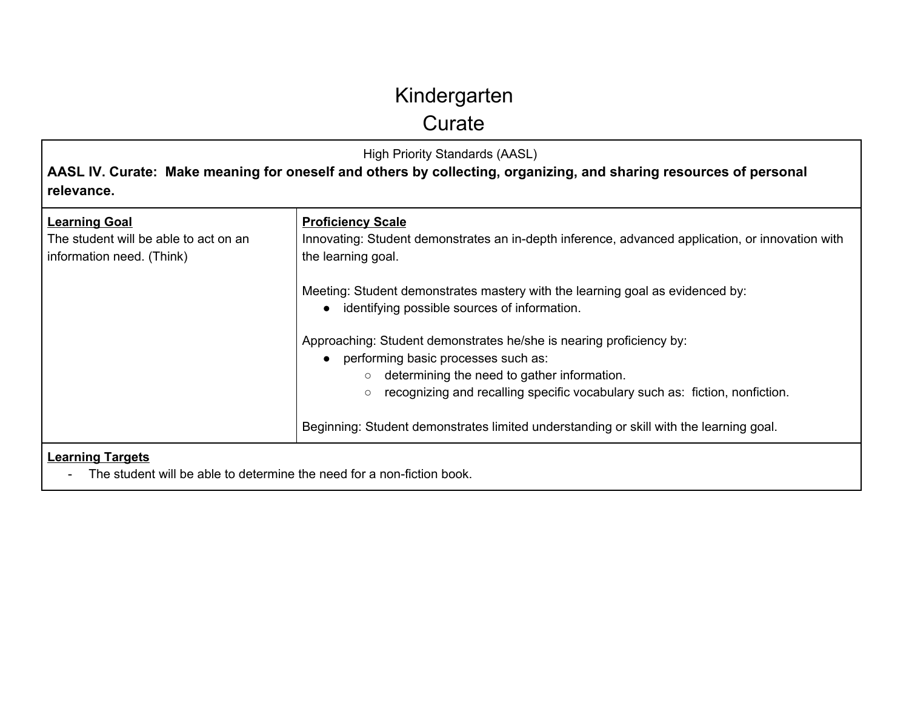# Kindergarten
# Curate

High Priority Standards (AASL)

**AASL IV. Curate: Make meaning for oneself and others by collecting, organizing, and sharing resources of personal relevance.**

| Learning Goal | Proficiency Scale |
| --- | --- |
| The student will be able to act on an information need. (Think) | Innovating: Student demonstrates an in-depth inference, advanced application, or innovation with the learning goal.<br><br>Meeting: Student demonstrates mastery with the learning goal as evidenced by:<br>● identifying possible sources of information.<br><br>Approaching: Student demonstrates he/she is nearing proficiency by:<br>● performing basic processes such as:<br>○ determining the need to gather information.<br>○ recognizing and recalling specific vocabulary such as: fiction, nonfiction.<br><br>Beginning: Student demonstrates limited understanding or skill with the learning goal. |

**Learning Targets**

- The student will be able to determine the need for a non-fiction book.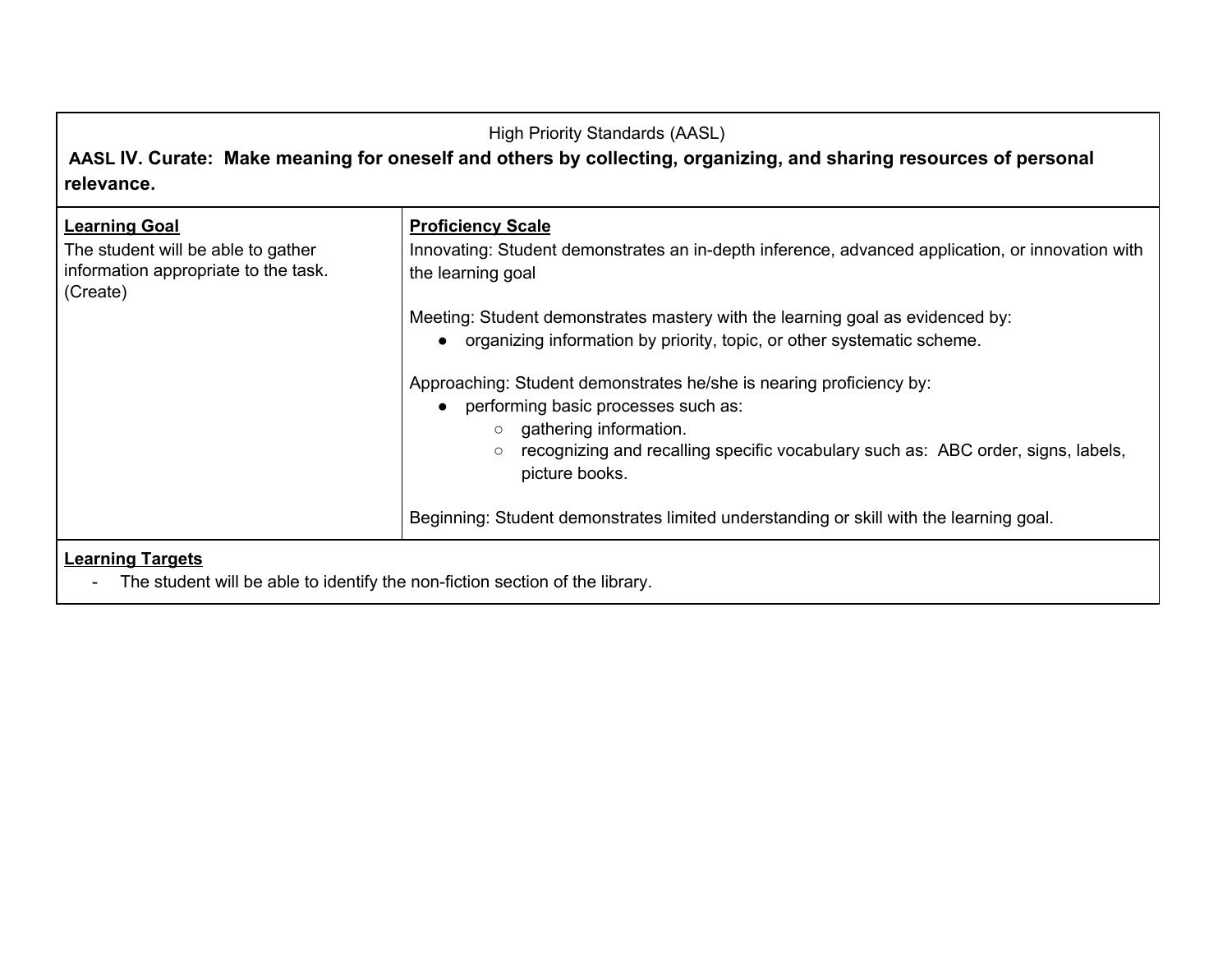| High Priority Standards (AASL)<br>**AASL IV. Curate: Make meaning for oneself and others by collecting, organizing, and sharing resources of personal relevance.** | |
|---|---|
| **<u>Learning Goal</u>**<br>The student will be able to gather information appropriate to the task.<br>(Create) | **<u>Proficiency Scale</u>**<br>Innovating: Student demonstrates an in-depth inference, advanced application, or innovation with the learning goal<br><br>Meeting: Student demonstrates mastery with the learning goal as evidenced by:<br>● organizing information by priority, topic, or other systematic scheme.<br><br>Approaching: Student demonstrates he/she is nearing proficiency by:<br>● performing basic processes such as:<br>&nbsp;&nbsp;&nbsp;&nbsp;○ gathering information.<br>&nbsp;&nbsp;&nbsp;&nbsp;○ recognizing and recalling specific vocabulary such as: ABC order, signs, labels, picture books.<br><br>Beginning: Student demonstrates limited understanding or skill with the learning goal. |
| **<u>Learning Targets</u>**<br>- The student will be able to identify the non-fiction section of the library. | |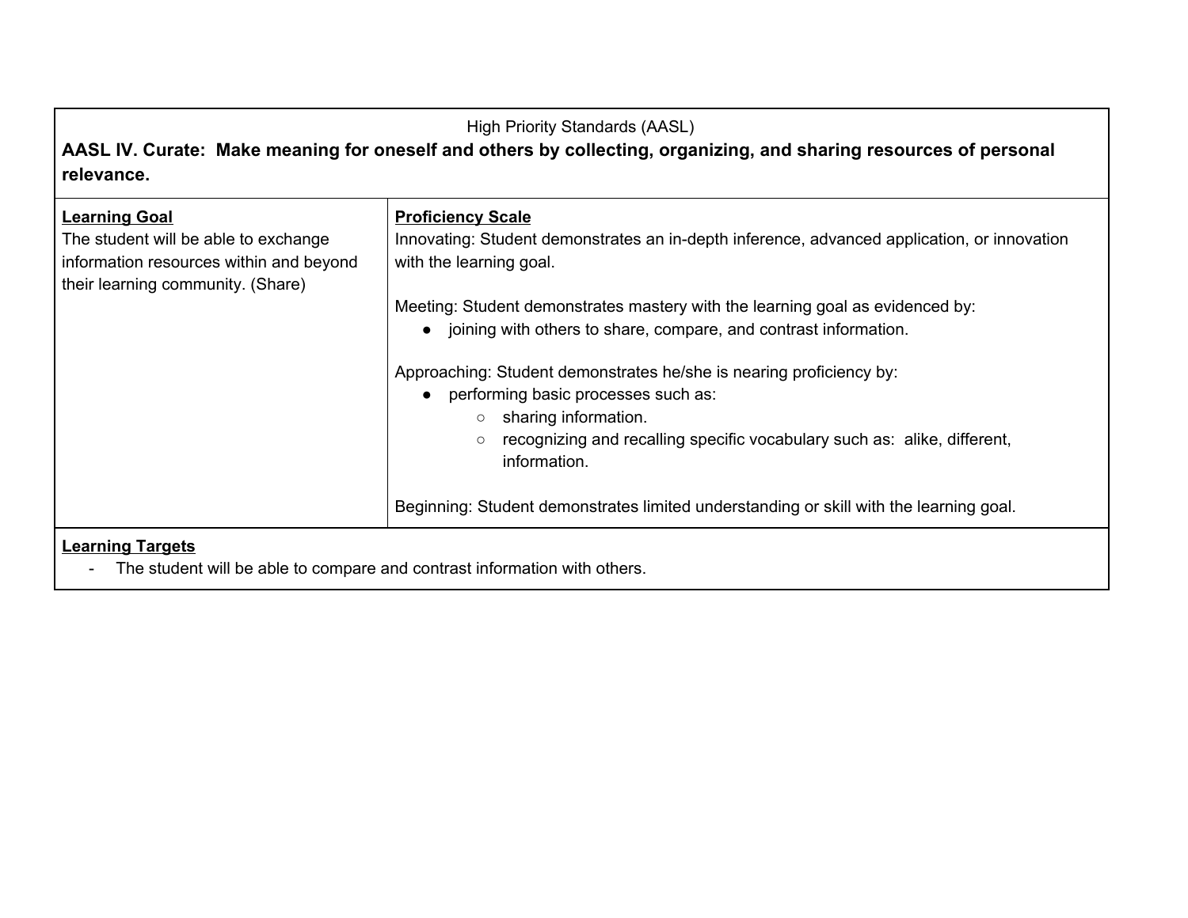High Priority Standards (AASL)

**AASL IV. Curate: Make meaning for oneself and others by collecting, organizing, and sharing resources of personal relevance.**

| **Learning Goal** | **Proficiency Scale** |
|---|---|
| The student will be able to exchange information resources within and beyond their learning community. (Share) | Innovating: Student demonstrates an in-depth inference, advanced application, or innovation with the learning goal.<br><br>Meeting: Student demonstrates mastery with the learning goal as evidenced by:<br>● joining with others to share, compare, and contrast information.<br><br>Approaching: Student demonstrates he/she is nearing proficiency by:<br>● performing basic processes such as:<br>○ sharing information.<br>○ recognizing and recalling specific vocabulary such as: alike, different, information.<br><br>Beginning: Student demonstrates limited understanding or skill with the learning goal. |

**Learning Targets**

- The student will be able to compare and contrast information with others.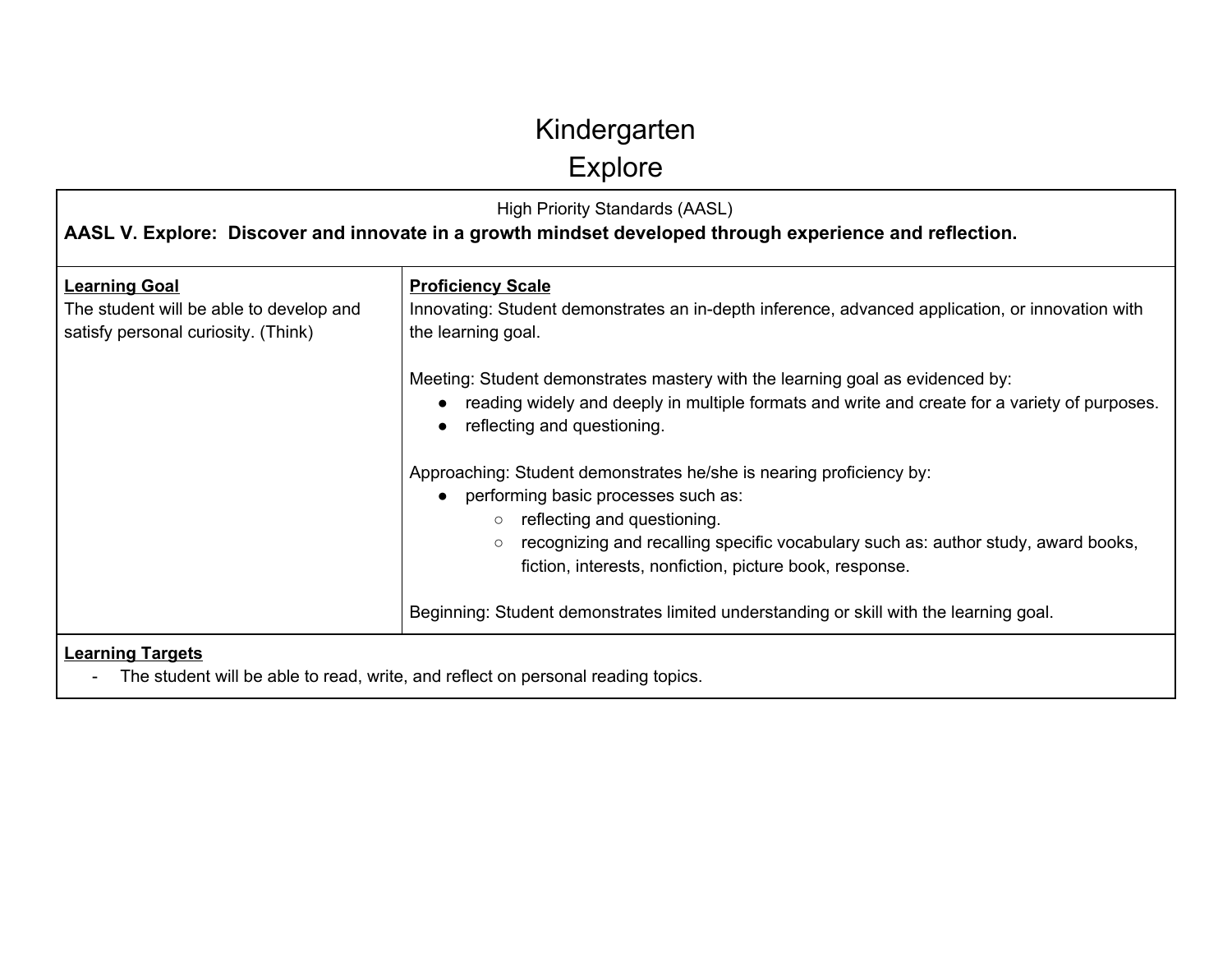# Kindergarten
# Explore

High Priority Standards (AASL)

**AASL V. Explore: Discover and innovate in a growth mindset developed through experience and reflection.**

| **Learning Goal** | **Proficiency Scale** |
|---|---|
| The student will be able to develop and satisfy personal curiosity. (Think) | Innovating: Student demonstrates an in-depth inference, advanced application, or innovation with the learning goal.<br><br>Meeting: Student demonstrates mastery with the learning goal as evidenced by:<br>● reading widely and deeply in multiple formats and write and create for a variety of purposes.<br>● reflecting and questioning.<br><br>Approaching: Student demonstrates he/she is nearing proficiency by:<br>● performing basic processes such as:<br>○ reflecting and questioning.<br>○ recognizing and recalling specific vocabulary such as: author study, award books, fiction, interests, nonfiction, picture book, response.<br><br>Beginning: Student demonstrates limited understanding or skill with the learning goal. |

**Learning Targets**

- The student will be able to read, write, and reflect on personal reading topics.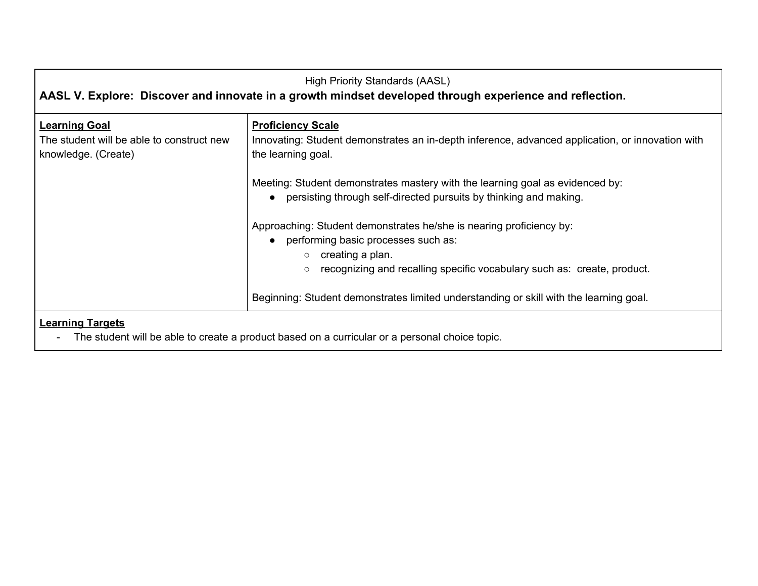| High Priority Standards (AASL)<br>**AASL V. Explore: Discover and innovate in a growth mindset developed through experience and reflection.** | |
|---|---|
| **Learning Goal**<br>The student will be able to construct new knowledge. (Create) | **Proficiency Scale**<br>Innovating: Student demonstrates an in-depth inference, advanced application, or innovation with the learning goal.<br><br>Meeting: Student demonstrates mastery with the learning goal as evidenced by:<br>● persisting through self-directed pursuits by thinking and making.<br><br>Approaching: Student demonstrates he/she is nearing proficiency by:<br>● performing basic processes such as:<br>○ creating a plan.<br>○ recognizing and recalling specific vocabulary such as: create, product.<br><br>Beginning: Student demonstrates limited understanding or skill with the learning goal. |
| **Learning Targets**<br>- The student will be able to create a product based on a curricular or a personal choice topic. | |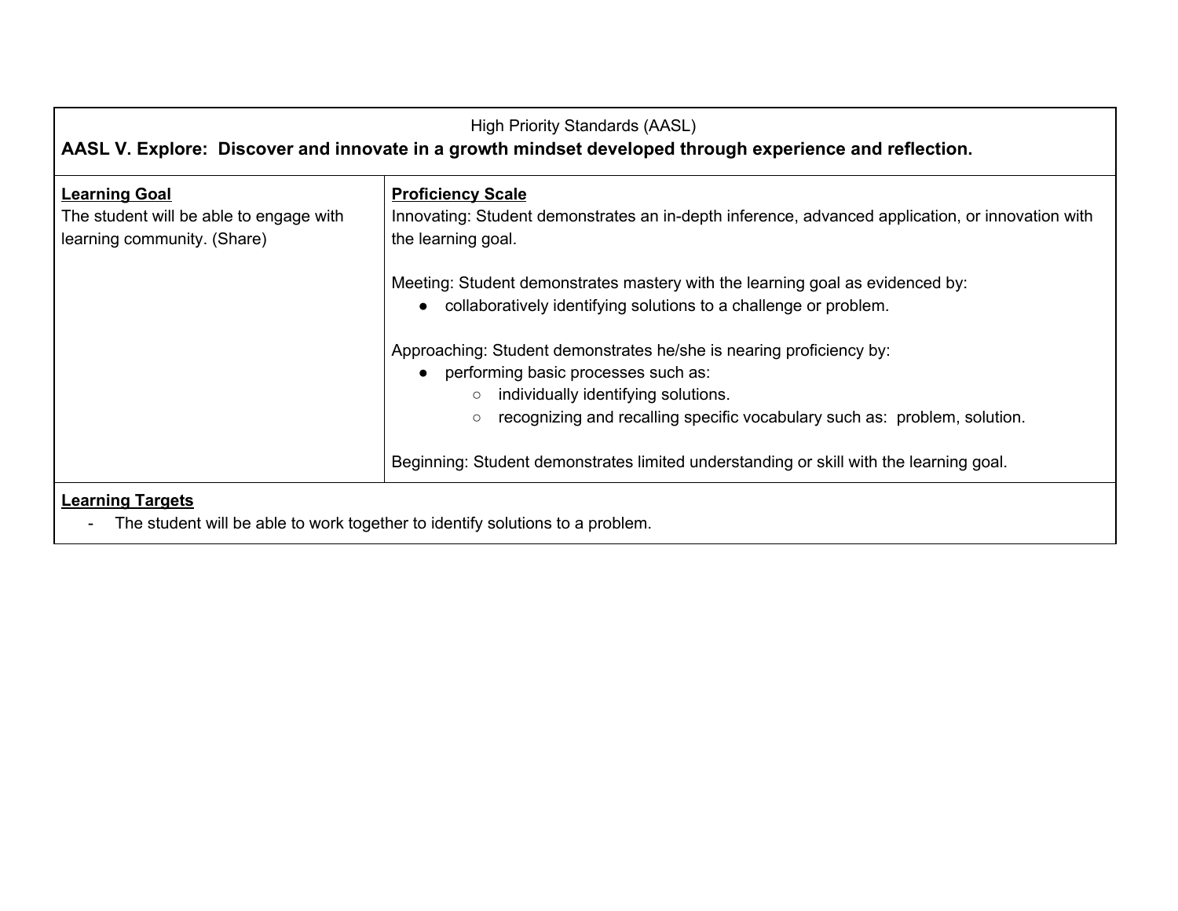High Priority Standards (AASL)

**AASL V. Explore: Discover and innovate in a growth mindset developed through experience and reflection.**

<table>
<tr>
<td>

**<u>Learning Goal</u>**

The student will be able to engage with learning community. (Share)

</td>
<td>

**<u>Proficiency Scale</u>**

Innovating: Student demonstrates an in-depth inference, advanced application, or innovation with the learning goal.

Meeting: Student demonstrates mastery with the learning goal as evidenced by:

- collaboratively identifying solutions to a challenge or problem.

Approaching: Student demonstrates he/she is nearing proficiency by:

- performing basic processes such as:
  - individually identifying solutions.
  - recognizing and recalling specific vocabulary such as: problem, solution.

Beginning: Student demonstrates limited understanding or skill with the learning goal.

</td>
</tr>
</table>

**<u>Learning Targets</u>**

- The student will be able to work together to identify solutions to a problem.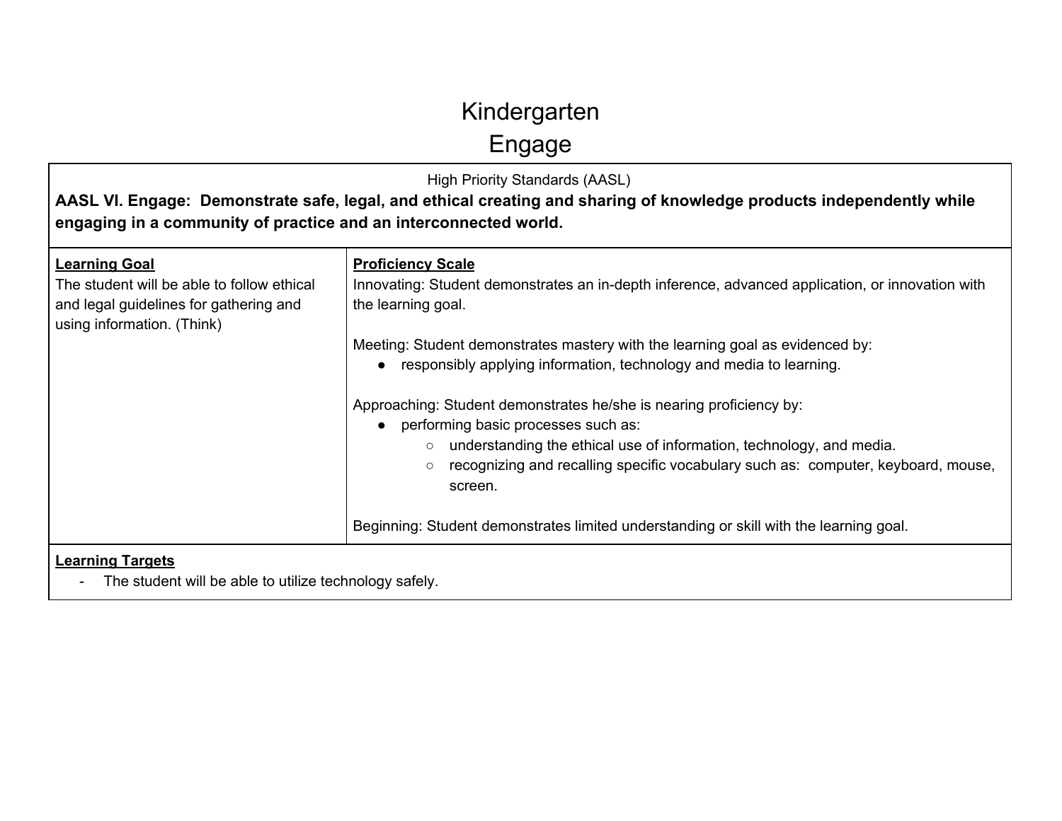# Kindergarten
# Engage

High Priority Standards (AASL)

**AASL VI. Engage: Demonstrate safe, legal, and ethical creating and sharing of knowledge products independently while engaging in a community of practice and an interconnected world.**

| Learning Goal | Proficiency Scale |
|---|---|
| The student will be able to follow ethical and legal guidelines for gathering and using information. (Think) | Innovating: Student demonstrates an in-depth inference, advanced application, or innovation with the learning goal.<br><br>Meeting: Student demonstrates mastery with the learning goal as evidenced by:<br>● responsibly applying information, technology and media to learning.<br><br>Approaching: Student demonstrates he/she is nearing proficiency by:<br>● performing basic processes such as:<br>○ understanding the ethical use of information, technology, and media.<br>○ recognizing and recalling specific vocabulary such as: computer, keyboard, mouse, screen.<br><br>Beginning: Student demonstrates limited understanding or skill with the learning goal. |

**Learning Targets**

- The student will be able to utilize technology safely.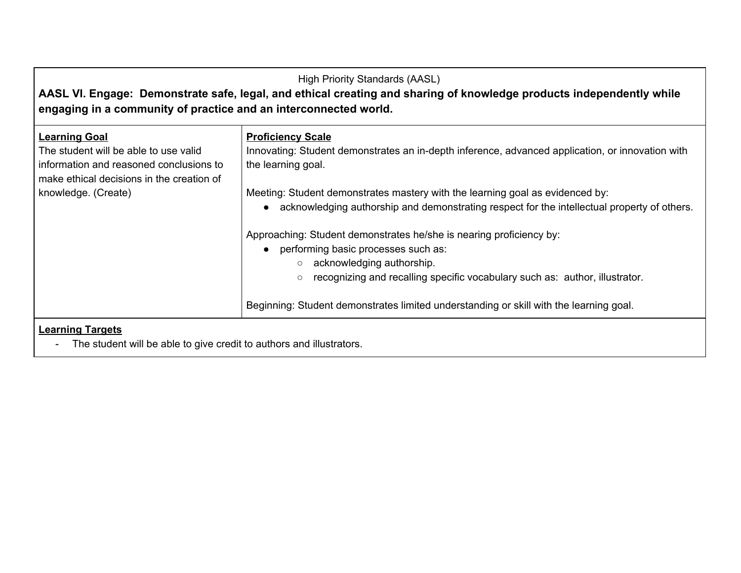High Priority Standards (AASL)

**AASL VI. Engage: Demonstrate safe, legal, and ethical creating and sharing of knowledge products independently while engaging in a community of practice and an interconnected world.**

| **Learning Goal** | **Proficiency Scale** |
| --- | --- |
| The student will be able to use valid information and reasoned conclusions to make ethical decisions in the creation of knowledge. (Create) | Innovating: Student demonstrates an in-depth inference, advanced application, or innovation with the learning goal.<br><br>Meeting: Student demonstrates mastery with the learning goal as evidenced by:<br>● acknowledging authorship and demonstrating respect for the intellectual property of others.<br><br>Approaching: Student demonstrates he/she is nearing proficiency by:<br>● performing basic processes such as:<br>○ acknowledging authorship.<br>○ recognizing and recalling specific vocabulary such as: author, illustrator.<br><br>Beginning: Student demonstrates limited understanding or skill with the learning goal. |

**Learning Targets**

- The student will be able to give credit to authors and illustrators.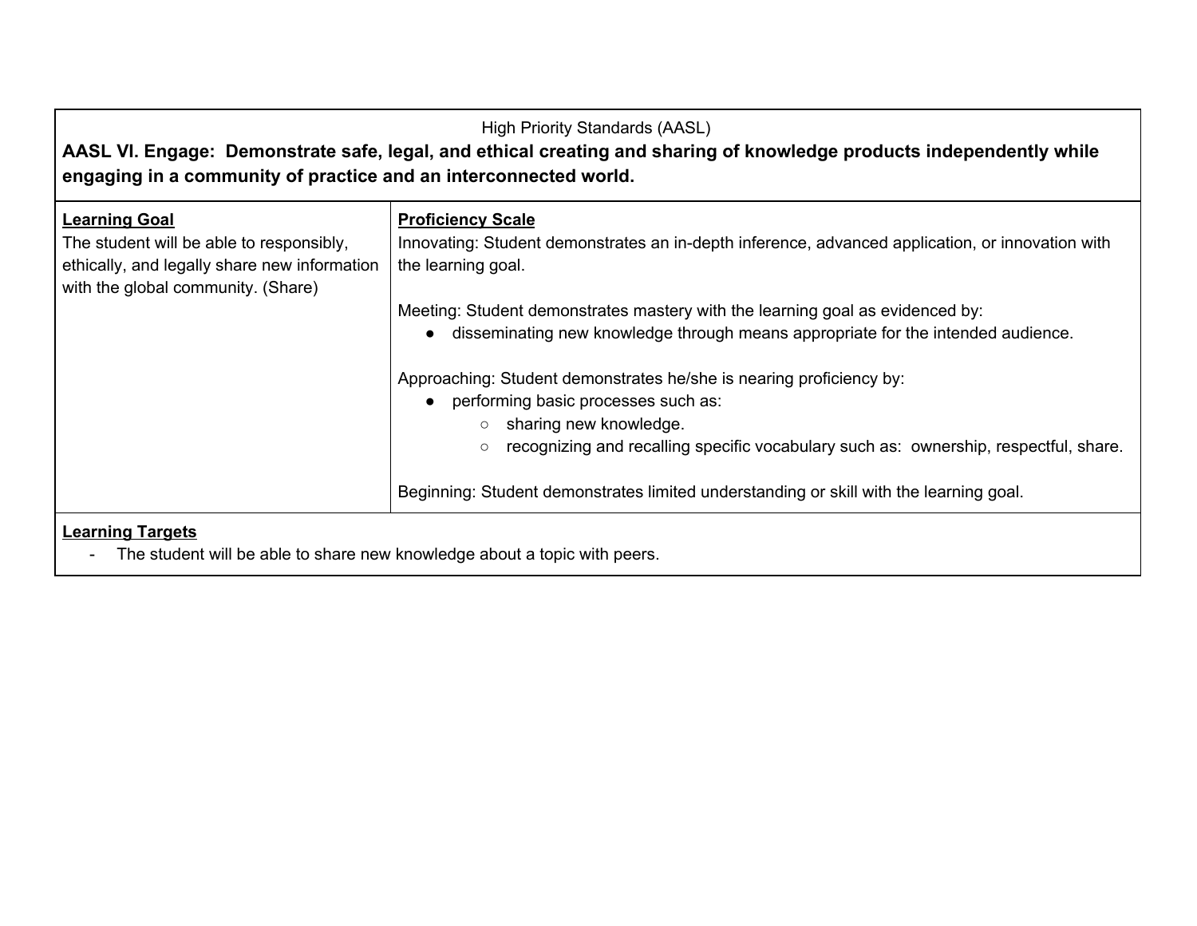High Priority Standards (AASL)

**AASL VI. Engage: Demonstrate safe, legal, and ethical creating and sharing of knowledge products independently while engaging in a community of practice and an interconnected world.**

| **Learning Goal** | **Proficiency Scale** |
|---|---|
| The student will be able to responsibly, ethically, and legally share new information with the global community. (Share) | Innovating: Student demonstrates an in-depth inference, advanced application, or innovation with the learning goal.<br><br>Meeting: Student demonstrates mastery with the learning goal as evidenced by:<br>● disseminating new knowledge through means appropriate for the intended audience.<br><br>Approaching: Student demonstrates he/she is nearing proficiency by:<br>● performing basic processes such as:<br>○ sharing new knowledge.<br>○ recognizing and recalling specific vocabulary such as: ownership, respectful, share.<br><br>Beginning: Student demonstrates limited understanding or skill with the learning goal. |

**Learning Targets**

- The student will be able to share new knowledge about a topic with peers.